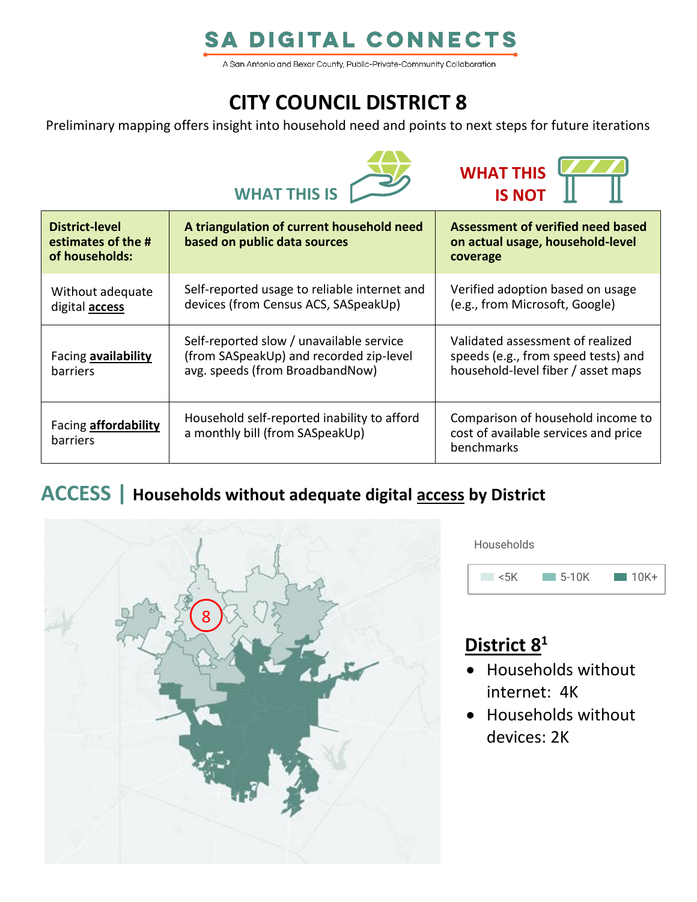# SA DIGITAL CONNECTS

A San Antonio and Bexar County, Public-Private-Community Collaboration

## CITY COUNCIL DISTRICT 8

Preliminary mapping offers insight into household need and points to next steps for future iterations

| District-level estimates of the # of households: | WHAT THIS IS<br>A triangulation of current household need based on public data sources | WHAT THIS IS NOT<br>Assessment of verified need based on actual usage, household-level coverage |
|---|---|---|
| Without adequate digital **access** | Self-reported usage to reliable internet and devices (from Census ACS, SASpeakUp) | Verified adoption based on usage (e.g., from Microsoft, Google) |
| Facing **availability** barriers | Self-reported slow / unavailable service (from SASpeakUp) and recorded zip-level avg. speeds (from BroadbandNow) | Validated assessment of realized speeds (e.g., from speed tests) and household-level fiber / asset maps |
| Facing **affordability** barriers | Household self-reported inability to afford a monthly bill (from SASpeakUp) | Comparison of household income to cost of available services and price benchmarks |

## ACCESS | Households without adequate digital access by District

Households

<5K | 5-10K | 10K+

### District 8[1]

- Households without internet: 4K
- Households without devices: 2K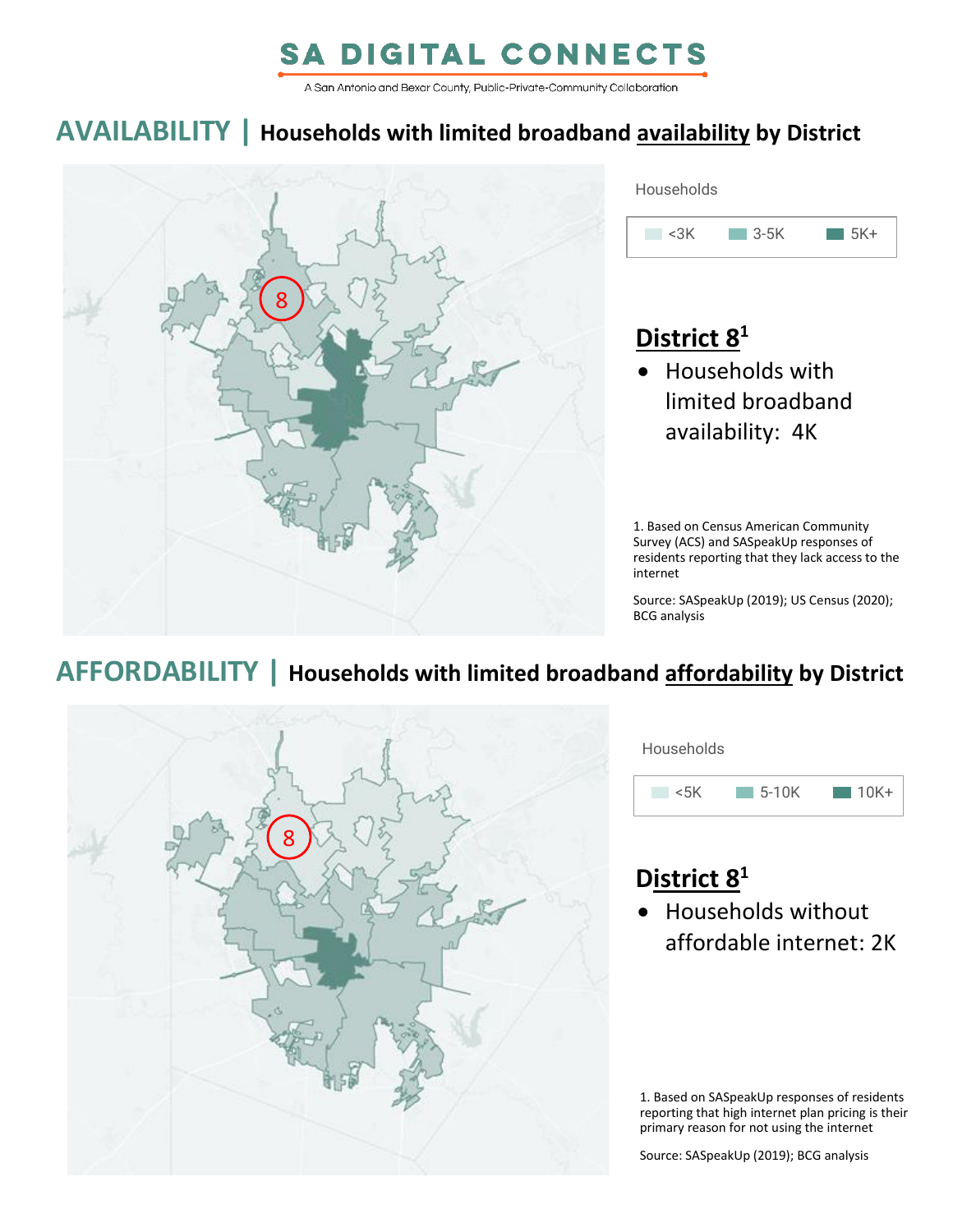# SA DIGITAL CONNECTS

A San Antonio and Bexar County, Public-Private-Community Collaboration

## AVAILABILITY | Households with limited broadband availability by District

Households

<3K
3-5K
5K+

8

### District 8[1]

- Households with limited broadband availability: 4K

1. Based on Census American Community Survey (ACS) and SASpeakUp responses of residents reporting that they lack access to the internet

Source: SASpeakUp (2019); US Census (2020); BCG analysis

## AFFORDABILITY | Households with limited broadband affordability by District

Households

<5K
5-10K
10K+

8

### District 8[1]

- Households without affordable internet: 2K

1. Based on SASpeakUp responses of residents reporting that high internet plan pricing is their primary reason for not using the internet

Source: SASpeakUp (2019); BCG analysis